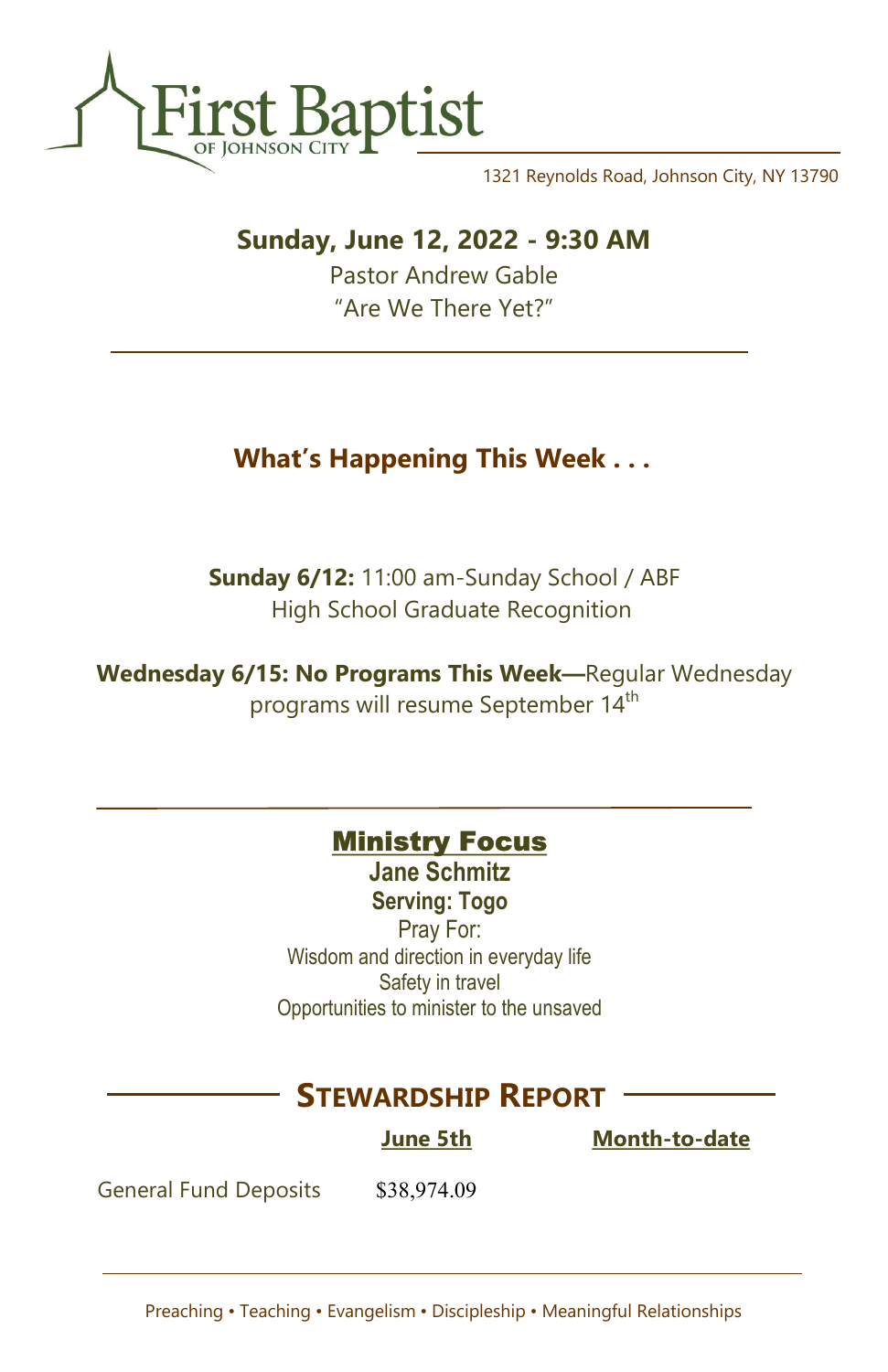# First Baptist
OF JOHNSON CITY

1321 Reynolds Road, Johnson City, NY 13790

## Sunday, June 12, 2022 - 9:30 AM

Pastor Andrew Gable

“Are We There Yet?”

---

## What’s Happening This Week . . .

**Sunday 6/12:** 11:00 am-Sunday School / ABF

High School Graduate Recognition

**Wednesday 6/15: No Programs This Week—**Regular Wednesday programs will resume September 14th

---

## Ministry Focus

**Jane Schmitz**

**Serving: Togo**

Pray For:

Wisdom and direction in everyday life

Safety in travel

Opportunities to minister to the unsaved

## STEWARDSHIP REPORT

| | June 5th | Month-to-date |
|---|---|---|
| General Fund Deposits | $38,974.09 | |

---

Preaching • Teaching • Evangelism • Discipleship • Meaningful Relationships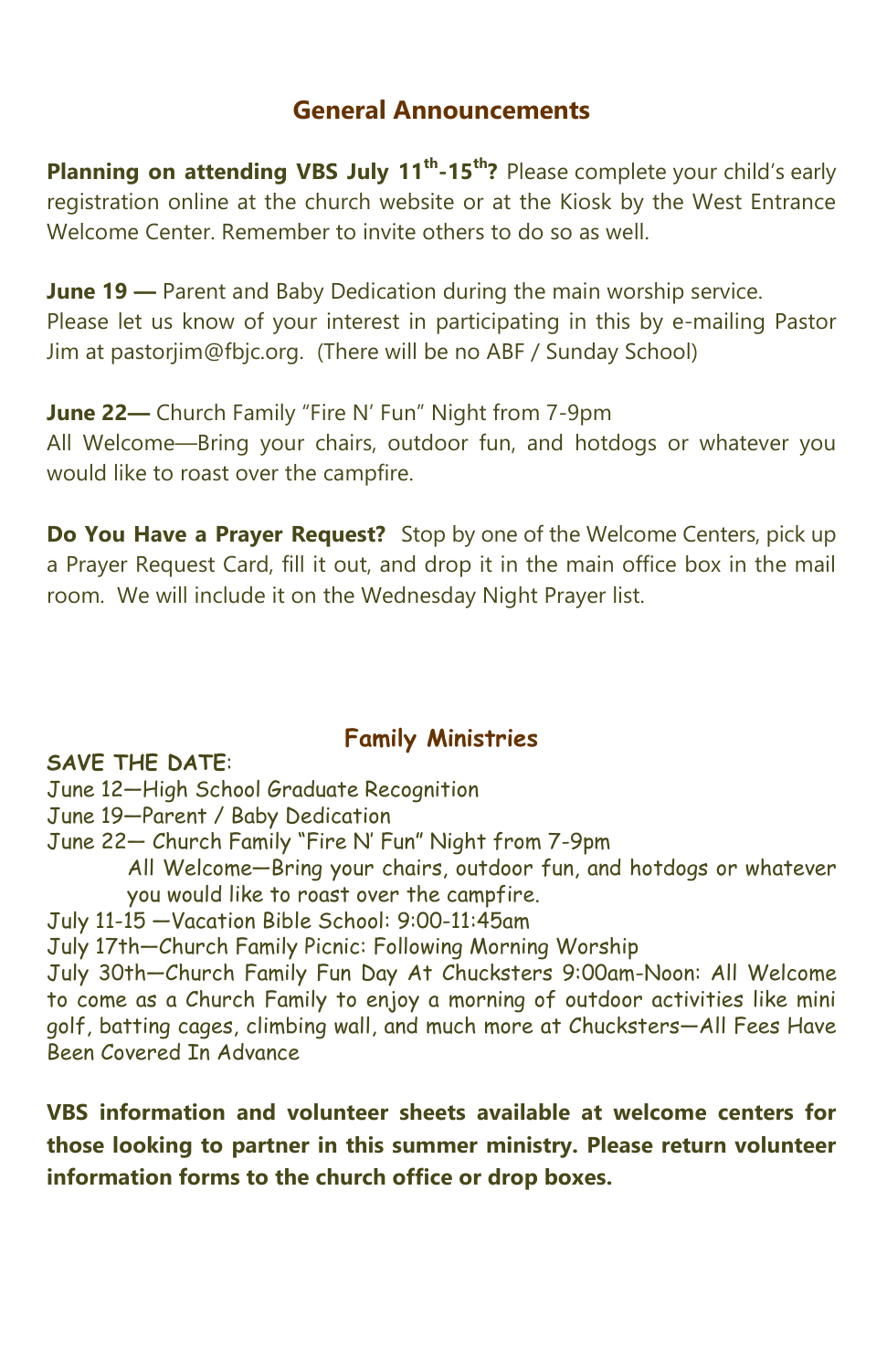## General Announcements

**Planning on attending VBS July 11th-15th?** Please complete your child's early registration online at the church website or at the Kiosk by the West Entrance Welcome Center. Remember to invite others to do so as well.

**June 19 —** Parent and Baby Dedication during the main worship service. Please let us know of your interest in participating in this by e-mailing Pastor Jim at pastorjim@fbjc.org. (There will be no ABF / Sunday School)

**June 22—** Church Family "Fire N' Fun" Night from 7-9pm
All Welcome—Bring your chairs, outdoor fun, and hotdogs or whatever you would like to roast over the campfire.

**Do You Have a Prayer Request?** Stop by one of the Welcome Centers, pick up a Prayer Request Card, fill it out, and drop it in the main office box in the mail room. We will include it on the Wednesday Night Prayer list.

## Family Ministries

**SAVE THE DATE:**
June 12—High School Graduate Recognition
June 19—Parent / Baby Dedication
June 22— Church Family "Fire N' Fun" Night from 7-9pm
    All Welcome—Bring your chairs, outdoor fun, and hotdogs or whatever you would like to roast over the campfire.
July 11-15 —Vacation Bible School: 9:00-11:45am
July 17th—Church Family Picnic: Following Morning Worship
July 30th—Church Family Fun Day At Chucksters 9:00am-Noon: All Welcome to come as a Church Family to enjoy a morning of outdoor activities like mini golf, batting cages, climbing wall, and much more at Chucksters—All Fees Have Been Covered In Advance

**VBS information and volunteer sheets available at welcome centers for those looking to partner in this summer ministry. Please return volunteer information forms to the church office or drop boxes.**